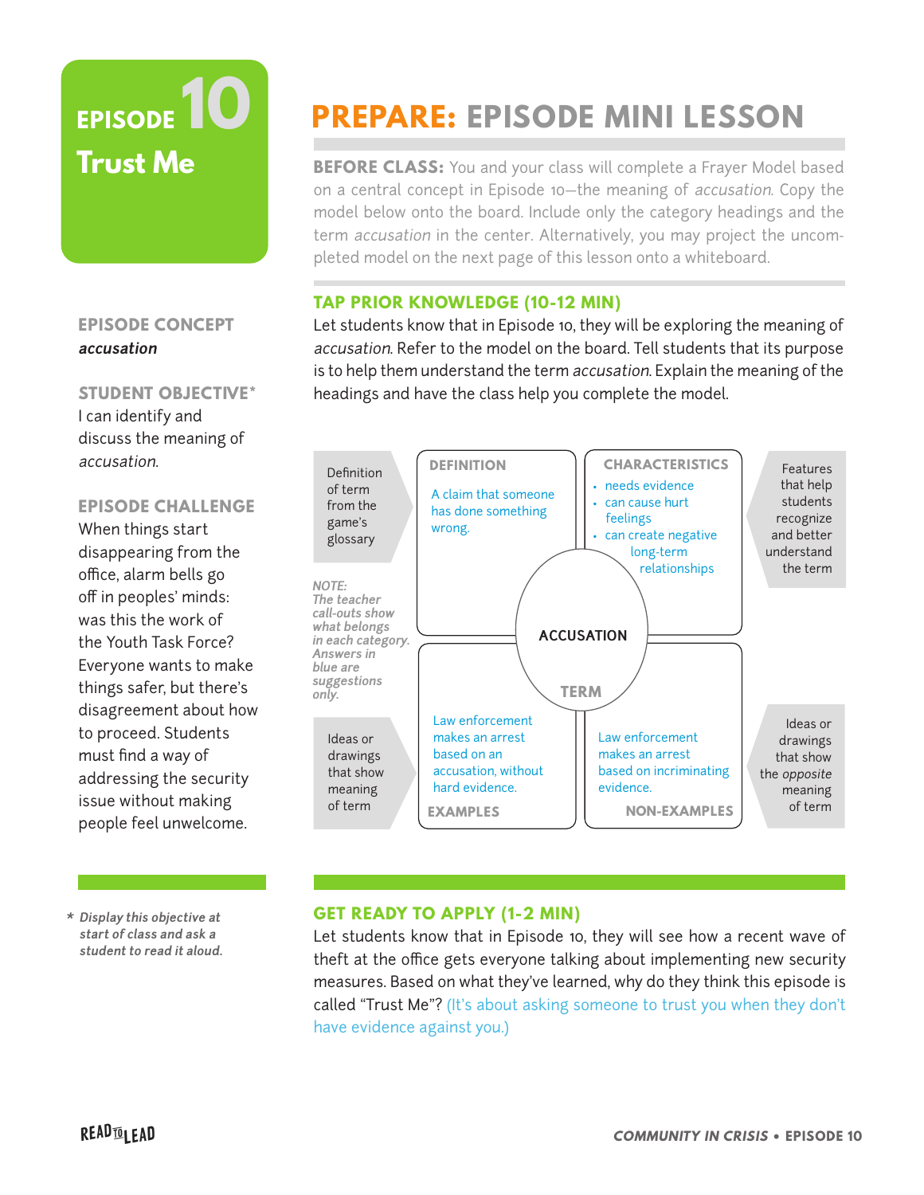# EPISODE 10
## Trust Me

**EPISODE CONCEPT**
***accusation***

**STUDENT OBJECTIVE***
I can identify and discuss the meaning of *accusation*.

**EPISODE CHALLENGE**
When things start disappearing from the office, alarm bells go off in peoples' minds: was this the work of the Youth Task Force? Everyone wants to make things safer, but there's disagreement about how to proceed. Students must find a way of addressing the security issue without making people feel unwelcome.

*\* Display this objective at start of class and ask a student to read it aloud.*

# PREPARE: EPISODE MINI LESSON

**BEFORE CLASS:** You and your class will complete a Frayer Model based on a central concept in Episode 10—the meaning of *accusation*. Copy the model below onto the board. Include only the category headings and the term *accusation* in the center. Alternatively, you may project the uncompleted model on the next page of this lesson onto a whiteboard.

## TAP PRIOR KNOWLEDGE (10-12 MIN)

Let students know that in Episode 10, they will be exploring the meaning of *accusation*. Refer to the model on the board. Tell students that its purpose is to help them understand the term *accusation*. Explain the meaning of the headings and have the class help you complete the model.

| | | | |
|---|---|---|---|
| Definition of term from the game's glossary | **DEFINITION**<br>A claim that someone has done something wrong. | **CHARACTERISTICS**<br>• needs evidence<br>• can cause hurt feelings<br>• can create negative long-term relationships | Features that help students recognize and better understand the term |
| | **ACCUSATION**<br>**TERM** | | |
| Ideas or drawings that show meaning of term | **EXAMPLES**<br>Law enforcement makes an arrest based on an accusation, without hard evidence. | **NON-EXAMPLES**<br>Law enforcement makes an arrest based on incriminating evidence. | Ideas or drawings that show the *opposite* meaning of term |

*NOTE: The teacher call-outs show what belongs in each category. Answers in blue are suggestions only.*

## GET READY TO APPLY (1-2 MIN)

Let students know that in Episode 10, they will see how a recent wave of theft at the office gets everyone talking about implementing new security measures. Based on what they've learned, why do they think this episode is called "Trust Me"? (It's about asking someone to trust you when they don't have evidence against you.)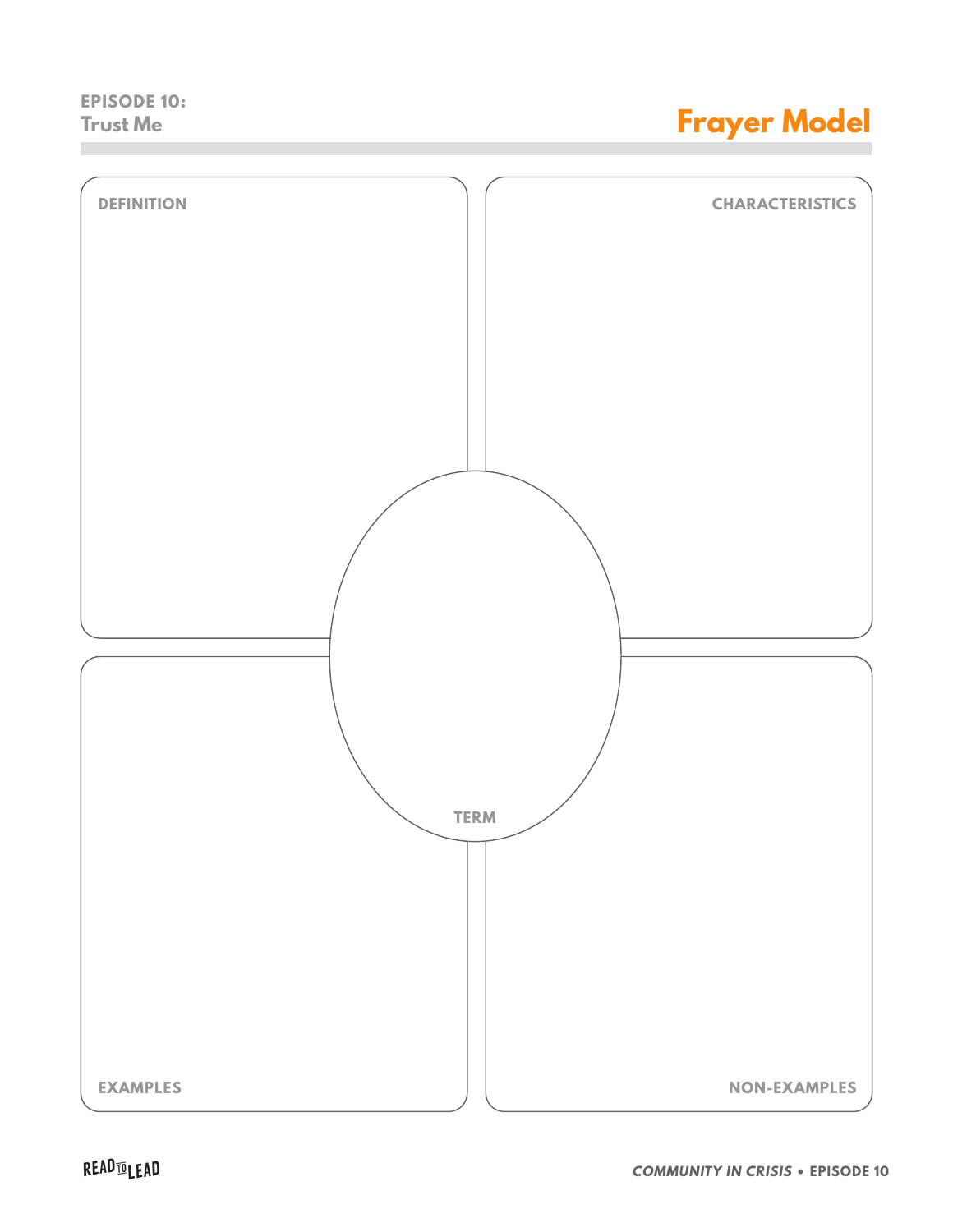EPISODE 10:
Trust Me

# Frayer Model

DEFINITION

CHARACTERISTICS

TERM

EXAMPLES

NON-EXAMPLES